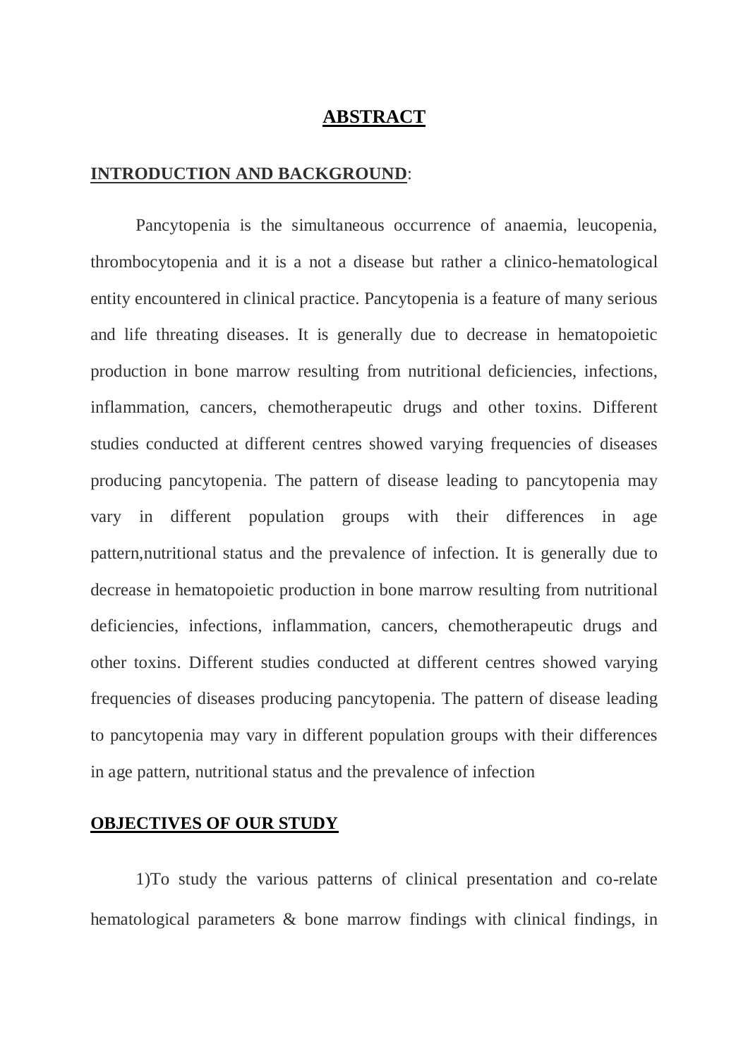# ABSTRACT

## INTRODUCTION AND BACKGROUND:

Pancytopenia is the simultaneous occurrence of anaemia, leucopenia, thrombocytopenia and it is a not a disease but rather a clinico-hematological entity encountered in clinical practice. Pancytopenia is a feature of many serious and life threating diseases. It is generally due to decrease in hematopoietic production in bone marrow resulting from nutritional deficiencies, infections, inflammation, cancers, chemotherapeutic drugs and other toxins. Different studies conducted at different centres showed varying frequencies of diseases producing pancytopenia. The pattern of disease leading to pancytopenia may vary in different population groups with their differences in age pattern,nutritional status and the prevalence of infection. It is generally due to decrease in hematopoietic production in bone marrow resulting from nutritional deficiencies, infections, inflammation, cancers, chemotherapeutic drugs and other toxins. Different studies conducted at different centres showed varying frequencies of diseases producing pancytopenia. The pattern of disease leading to pancytopenia may vary in different population groups with their differences in age pattern, nutritional status and the prevalence of infection

## OBJECTIVES OF OUR STUDY

1)To study the various patterns of clinical presentation and co-relate hematological parameters & bone marrow findings with clinical findings, in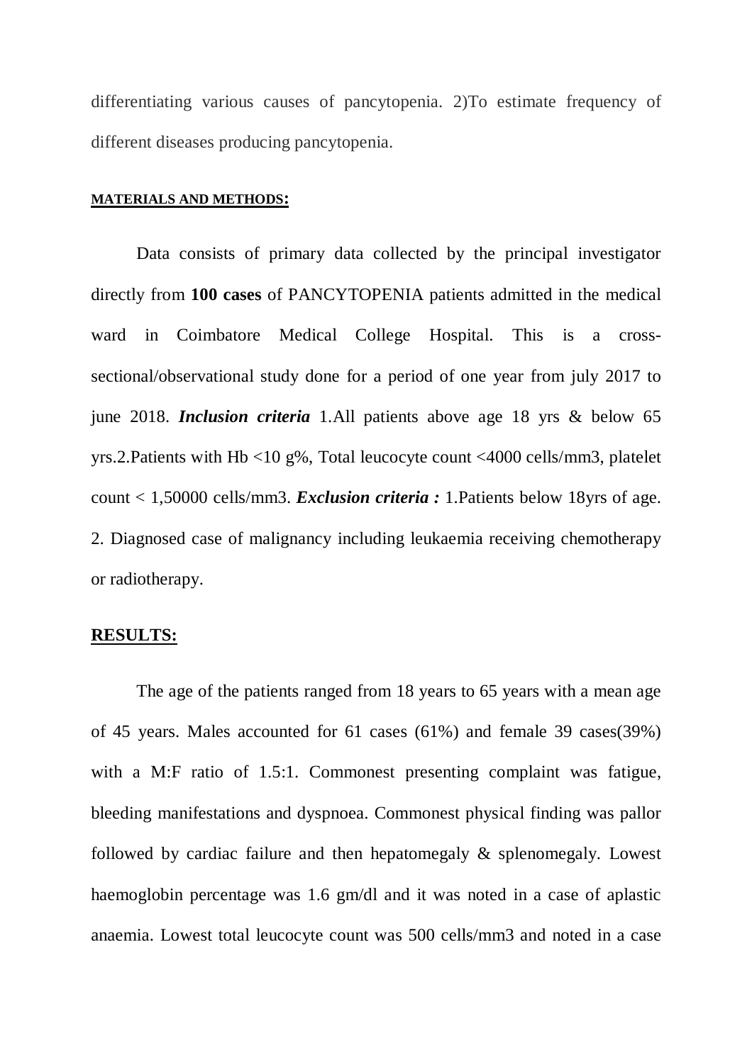differentiating various causes of pancytopenia. 2)To estimate frequency of different diseases producing pancytopenia.

## MATERIALS AND METHODS:

Data consists of primary data collected by the principal investigator directly from **100 cases** of PANCYTOPENIA patients admitted in the medical ward in Coimbatore Medical College Hospital. This is a cross-sectional/observational study done for a period of one year from july 2017 to june 2018. ***Inclusion criteria*** 1.All patients above age 18 yrs & below 65 yrs.2.Patients with Hb <10 g%, Total leucocyte count <4000 cells/mm3, platelet count < 1,50000 cells/mm3. ***Exclusion criteria :*** 1.Patients below 18yrs of age. 2. Diagnosed case of malignancy including leukaemia receiving chemotherapy or radiotherapy.

## RESULTS:

The age of the patients ranged from 18 years to 65 years with a mean age of 45 years. Males accounted for 61 cases (61%) and female 39 cases(39%) with a M:F ratio of 1.5:1. Commonest presenting complaint was fatigue, bleeding manifestations and dyspnoea. Commonest physical finding was pallor followed by cardiac failure and then hepatomegaly & splenomegaly. Lowest haemoglobin percentage was 1.6 gm/dl and it was noted in a case of aplastic anaemia. Lowest total leucocyte count was 500 cells/mm3 and noted in a case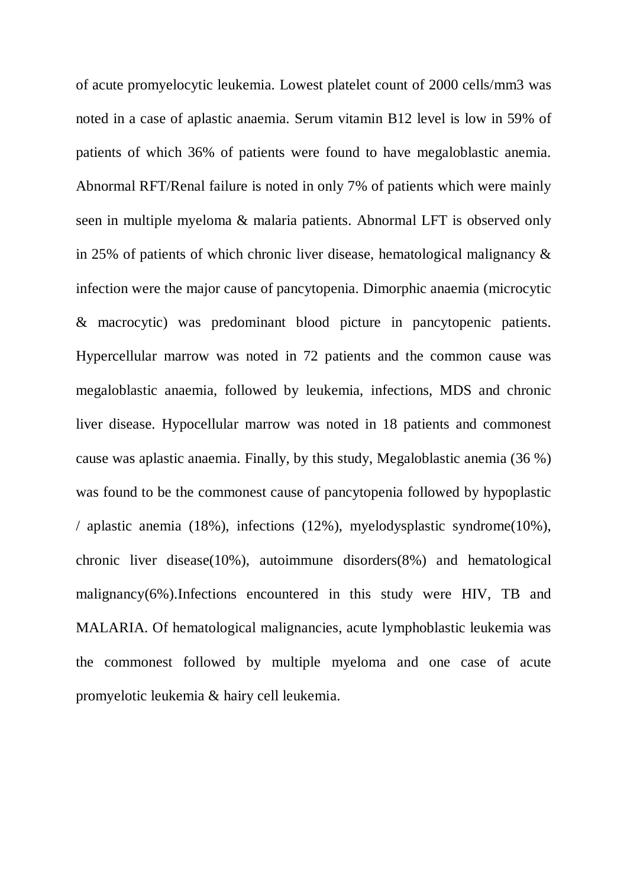of acute promyelocytic leukemia. Lowest platelet count of 2000 cells/mm3 was noted in a case of aplastic anaemia. Serum vitamin B12 level is low in 59% of patients of which 36% of patients were found to have megaloblastic anemia. Abnormal RFT/Renal failure is noted in only 7% of patients which were mainly seen in multiple myeloma & malaria patients. Abnormal LFT is observed only in 25% of patients of which chronic liver disease, hematological malignancy & infection were the major cause of pancytopenia. Dimorphic anaemia (microcytic & macrocytic) was predominant blood picture in pancytopenic patients. Hypercellular marrow was noted in 72 patients and the common cause was megaloblastic anaemia, followed by leukemia, infections, MDS and chronic liver disease. Hypocellular marrow was noted in 18 patients and commonest cause was aplastic anaemia. Finally, by this study, Megaloblastic anemia (36 %) was found to be the commonest cause of pancytopenia followed by hypoplastic / aplastic anemia (18%), infections (12%), myelodysplastic syndrome(10%), chronic liver disease(10%), autoimmune disorders(8%) and hematological malignancy(6%).Infections encountered in this study were HIV, TB and MALARIA. Of hematological malignancies, acute lymphoblastic leukemia was the commonest followed by multiple myeloma and one case of acute promyelotic leukemia & hairy cell leukemia.